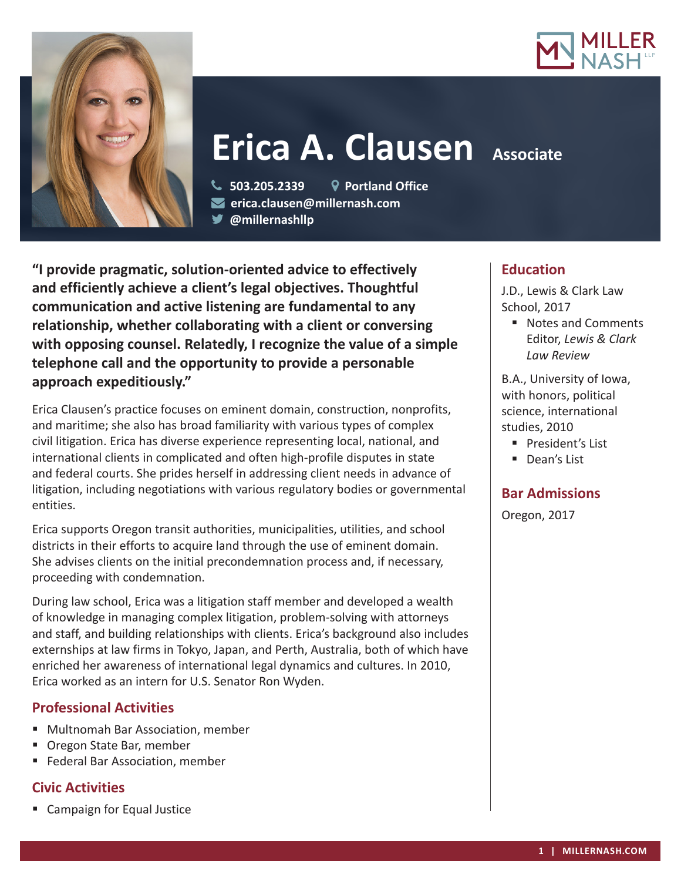MILLER NASH LLP

# Erica A. Clausen Associate

503.205.2339 Portland Office
erica.clausen@millernash.com
@millernashllp

**"I provide pragmatic, solution-oriented advice to effectively and efficiently achieve a client's legal objectives. Thoughtful communication and active listening are fundamental to any relationship, whether collaborating with a client or conversing with opposing counsel. Relatedly, I recognize the value of a simple telephone call and the opportunity to provide a personable approach expeditiously."**

Erica Clausen's practice focuses on eminent domain, construction, nonprofits, and maritime; she also has broad familiarity with various types of complex civil litigation. Erica has diverse experience representing local, national, and international clients in complicated and often high-profile disputes in state and federal courts. She prides herself in addressing client needs in advance of litigation, including negotiations with various regulatory bodies or governmental entities.

Erica supports Oregon transit authorities, municipalities, utilities, and school districts in their efforts to acquire land through the use of eminent domain. She advises clients on the initial precondemnation process and, if necessary, proceeding with condemnation.

During law school, Erica was a litigation staff member and developed a wealth of knowledge in managing complex litigation, problem-solving with attorneys and staff, and building relationships with clients. Erica's background also includes externships at law firms in Tokyo, Japan, and Perth, Australia, both of which have enriched her awareness of international legal dynamics and cultures. In 2010, Erica worked as an intern for U.S. Senator Ron Wyden.

## Professional Activities

- Multnomah Bar Association, member
- Oregon State Bar, member
- Federal Bar Association, member

## Civic Activities

- Campaign for Equal Justice

## Education

J.D., Lewis & Clark Law School, 2017

- Notes and Comments Editor, *Lewis & Clark Law Review*

B.A., University of Iowa, with honors, political science, international studies, 2010

- President's List
- Dean's List

## Bar Admissions

Oregon, 2017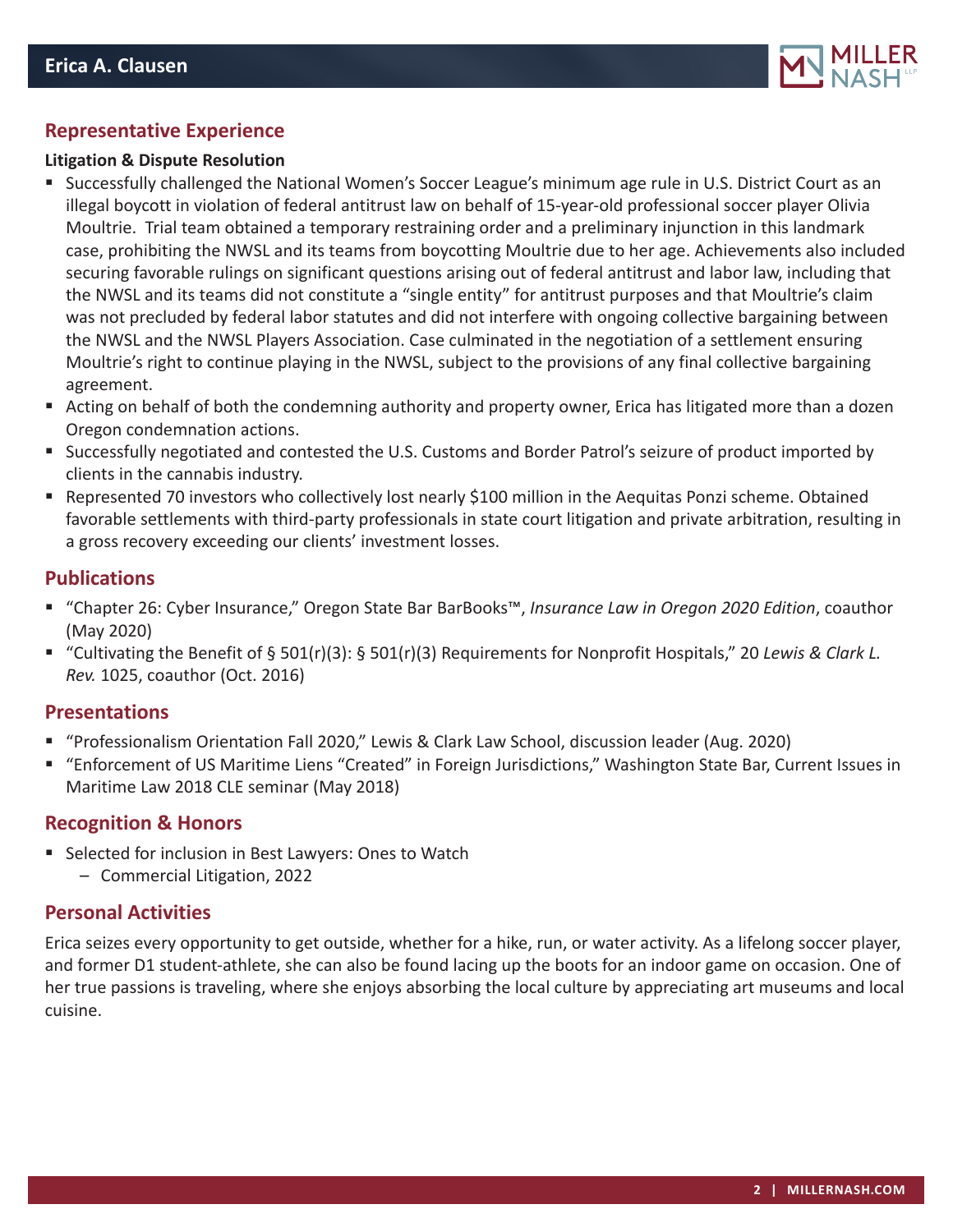## Representative Experience

**Litigation & Dispute Resolution**

- Successfully challenged the National Women's Soccer League's minimum age rule in U.S. District Court as an illegal boycott in violation of federal antitrust law on behalf of 15-year-old professional soccer player Olivia Moultrie. Trial team obtained a temporary restraining order and a preliminary injunction in this landmark case, prohibiting the NWSL and its teams from boycotting Moultrie due to her age. Achievements also included securing favorable rulings on significant questions arising out of federal antitrust and labor law, including that the NWSL and its teams did not constitute a "single entity" for antitrust purposes and that Moultrie's claim was not precluded by federal labor statutes and did not interfere with ongoing collective bargaining between the NWSL and the NWSL Players Association. Case culminated in the negotiation of a settlement ensuring Moultrie's right to continue playing in the NWSL, subject to the provisions of any final collective bargaining agreement.
- Acting on behalf of both the condemning authority and property owner, Erica has litigated more than a dozen Oregon condemnation actions.
- Successfully negotiated and contested the U.S. Customs and Border Patrol's seizure of product imported by clients in the cannabis industry.
- Represented 70 investors who collectively lost nearly $100 million in the Aequitas Ponzi scheme. Obtained favorable settlements with third-party professionals in state court litigation and private arbitration, resulting in a gross recovery exceeding our clients' investment losses.

## Publications

- "Chapter 26: Cyber Insurance," Oregon State Bar BarBooks™, *Insurance Law in Oregon 2020 Edition*, coauthor (May 2020)
- "Cultivating the Benefit of § 501(r)(3): § 501(r)(3) Requirements for Nonprofit Hospitals," 20 *Lewis & Clark L. Rev.* 1025, coauthor (Oct. 2016)

## Presentations

- "Professionalism Orientation Fall 2020," Lewis & Clark Law School, discussion leader (Aug. 2020)
- "Enforcement of US Maritime Liens "Created" in Foreign Jurisdictions," Washington State Bar, Current Issues in Maritime Law 2018 CLE seminar (May 2018)

## Recognition & Honors

- Selected for inclusion in Best Lawyers: Ones to Watch
  - Commercial Litigation, 2022

## Personal Activities

Erica seizes every opportunity to get outside, whether for a hike, run, or water activity. As a lifelong soccer player, and former D1 student-athlete, she can also be found lacing up the boots for an indoor game on occasion. One of her true passions is traveling, where she enjoys absorbing the local culture by appreciating art museums and local cuisine.